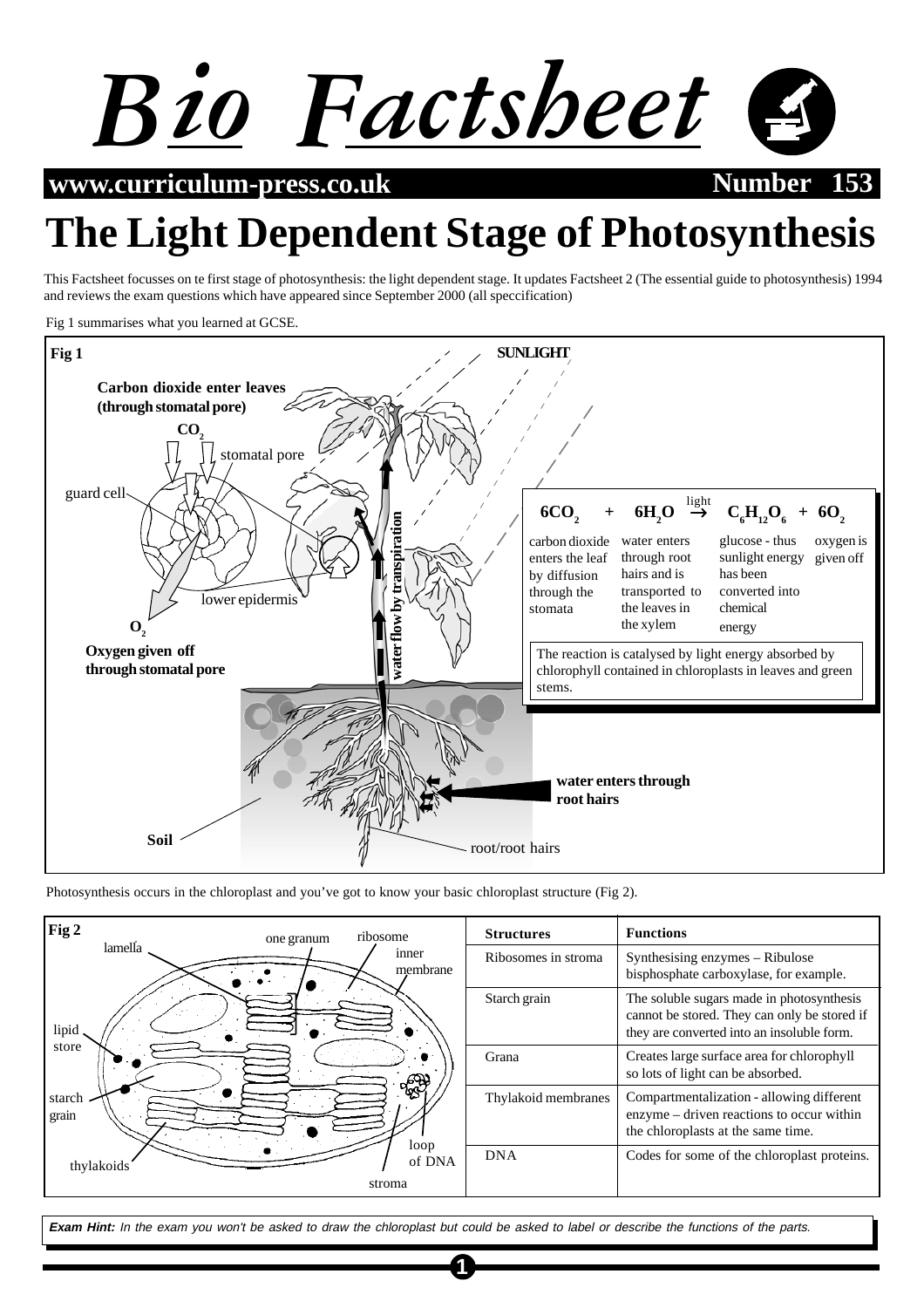# Bio Factsheet

www.curriculum-press.co.uk **Number 153**

# The Light Dependent Stage of Photosynthesis

This Factsheet focusses on te first stage of photosynthesis: the light dependent stage. It updates Factsheet 2 (The essential guide to photosynthesis) 1994 and reviews the exam questions which have appeared since September 2000 (all speccification)

Fig 1 summarises what you learned at GCSE.

**Fig 1**

**SUNLIGHT**

**Carbon dioxide enter leaves (through stomatal pore)**

$CO_2$

stomatal pore

guard cell

lower epidermis

$O_2$

**Oxygen given off through stomatal pore**

**water flow by transpiration**

$$6CO_2 + 6H_2O \xrightarrow{\text{light}} C_6H_{12}O_6 + 6O_2$$

| $6CO_2$ | $6H_2O$ | $C_6H_{12}O_6$ | $6O_2$ |
|---|---|---|---|
| carbon dioxide enters the leaf by diffusion through the stomata | water enters through root hairs and is transported to the leaves in the xylem | glucose - thus sunlight energy has been converted into chemical energy | oxygen is given off |

The reaction is catalysed by light energy absorbed by chlorophyll contained in chloroplasts in leaves and green stems.

**water enters through root hairs**

**Soil**

root/root hairs

Photosynthesis occurs in the chloroplast and you've got to know your basic chloroplast structure (Fig 2).

**Fig 2**

Labels: lamella, one granum, ribosome, inner membrane, lipid store, starch grain, thylakoids, loop of DNA, stroma

| Structures | Functions |
|---|---|
| Ribosomes in stroma | Synthesising enzymes – Ribulose bisphosphate carboxylase, for example. |
| Starch grain | The soluble sugars made in photosynthesis cannot be stored. They can only be stored if they are converted into an insoluble form. |
| Grana | Creates large surface area for chlorophyll so lots of light can be absorbed. |
| Thylakoid membranes | Compartmentalization - allowing different enzyme – driven reactions to occur within the chloroplasts at the same time. |
| DNA | Codes for some of the chloroplast proteins. |

***Exam Hint:*** *In the exam you won't be asked to draw the chloroplast but could be asked to label or describe the functions of the parts.*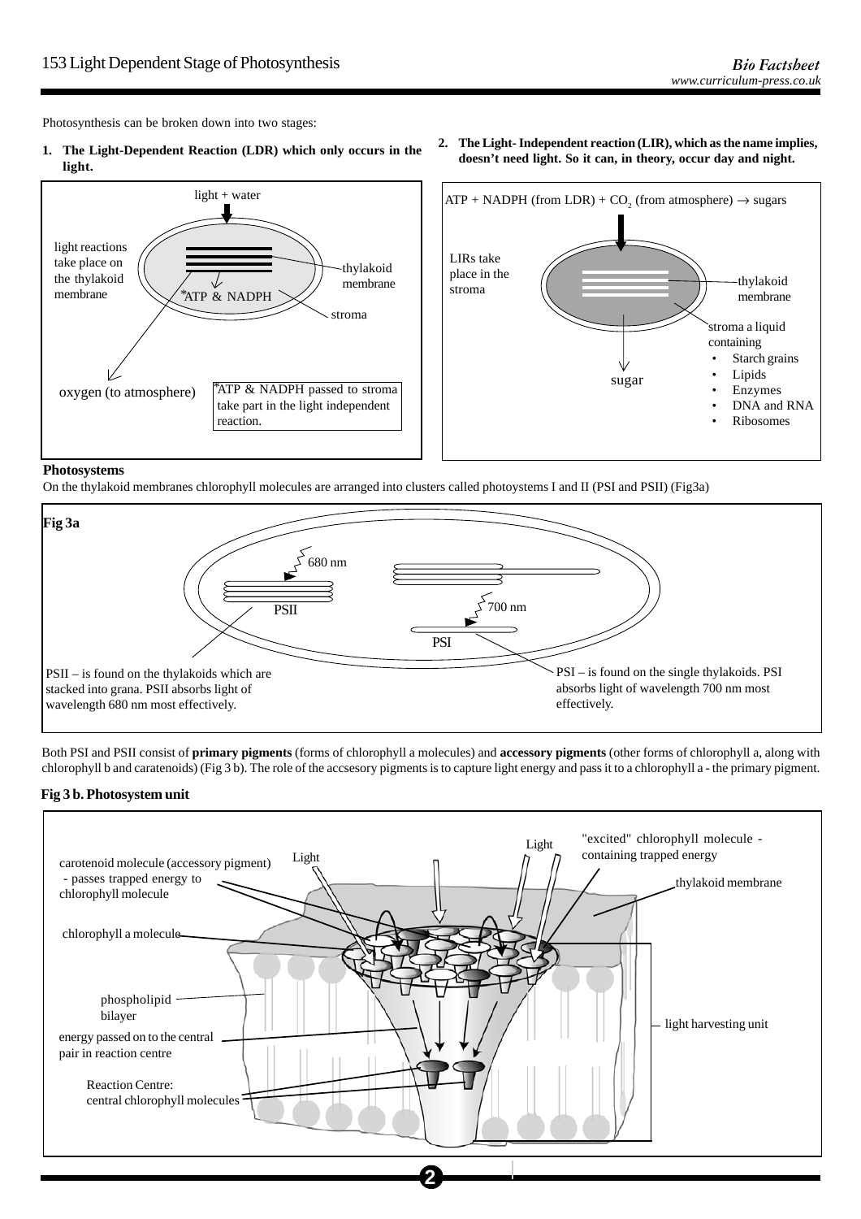Photosynthesis can be broken down into two stages:

1. **The Light-Dependent Reaction (LDR) which only occurs in the light.**

light + water

light reactions take place on the thylakoid membrane

thylakoid membrane

*ATP & NADPH

stroma

oxygen (to atmosphere)

*ATP & NADPH passed to stroma take part in the light independent reaction.

2. **The Light- Independent reaction (LIR), which as the name implies, doesn't need light. So it can, in theory, occur day and night.**

ATP + NADPH (from LDR) + $CO_2$ (from atmosphere) → sugars

LIRs take place in the stroma

thylakoid membrane

sugar

stroma a liquid containing
- Starch grains
- Lipids
- Enzymes
- DNA and RNA
- Ribosomes

**Photosystems**

On the thylakoid membranes chlorophyll molecules are arranged into clusters called photoystems I and II (PSI and PSII) (Fig3a)

**Fig 3a**

680 nm

PSII

700 nm

PSI

PSII – is found on the thylakoids which are stacked into grana. PSII absorbs light of wavelength 680 nm most effectively.

PSI – is found on the single thylakoids. PSI absorbs light of wavelength 700 nm most effectively.

Both PSI and PSII consist of **primary pigments** (forms of chlorophyll a molecules) and **accessory pigments** (other forms of chlorophyll a, along with chlorophyll b and caratenoids) (Fig 3 b). The role of the accsesory pigments is to capture light energy and pass it to a chlorophyll a - the primary pigment.

**Fig 3 b. Photosystem unit**

carotenoid molecule (accessory pigment) - passes trapped energy to chlorophyll molecule

Light

Light

"excited" chlorophyll molecule - containing trapped energy

thylakoid membrane

chlorophyll a molecule

phospholipid bilayer

light harvesting unit

energy passed on to the central pair in reaction centre

Reaction Centre: central chlorophyll molecules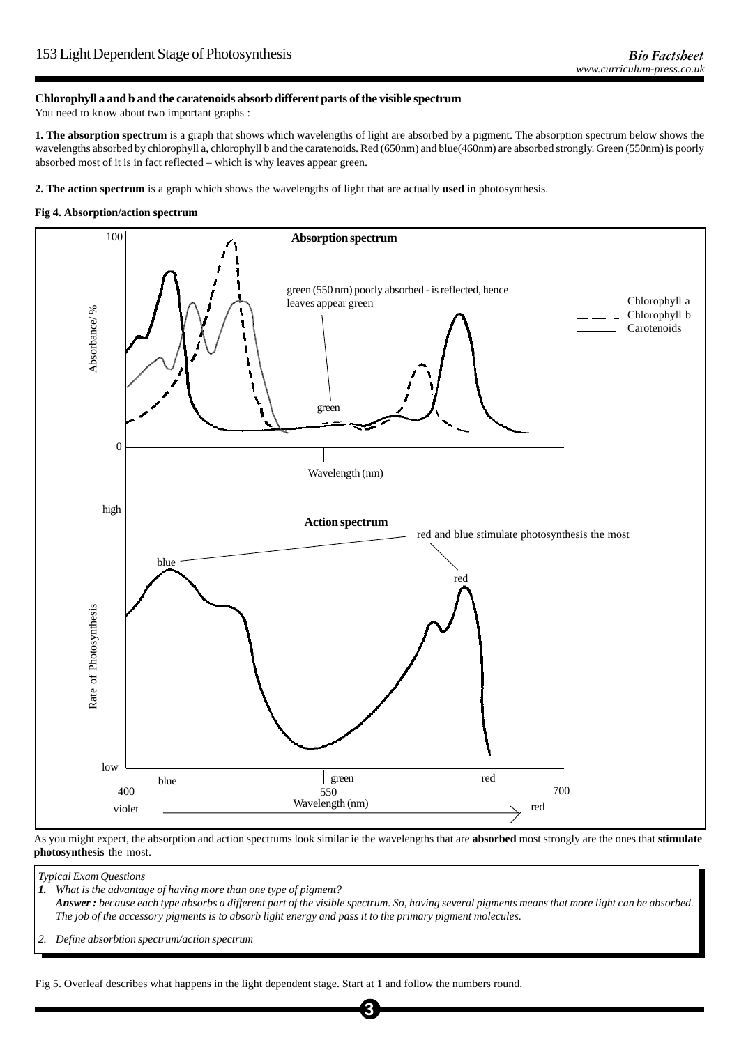## Chlorophyll a and b and the caratenoids absorb different parts of the visible spectrum

You need to know about two important graphs :

**1. The absorption spectrum** is a graph that shows which wavelengths of light are absorbed by a pigment. The absorption spectrum below shows the wavelengths absorbed by chlorophyll a, chlorophyll b and the caratenoids. Red (650nm) and blue(460nm) are absorbed strongly. Green (550nm) is poorly absorbed most of it is in fact reflected – which is why leaves appear green.

**2. The action spectrum** is a graph which shows the wavelengths of light that are actually **used** in photosynthesis.

**Fig 4. Absorption/action spectrum**

**Absorption spectrum**

Absorbance/ % (0–100); Wavelength (nm)

Key: Chlorophyll a; Chlorophyll b; Carotenoids

green (550 nm) poorly absorbed - is reflected, hence leaves appear green

**Action spectrum**

Rate of Photosynthesis (low–high); Wavelength (nm): 400 (blue, violet), 550 (green), 700 (red)

red and blue stimulate photosynthesis the most

As you might expect, the absorption and action spectrums look similar ie the wavelengths that are **absorbed** most strongly are the ones that **stimulate photosynthesis** the most.

*Typical Exam Questions*

1. *What is the advantage of having more than one type of pigment?*
   ***Answer :*** *because each type absorbs a different part of the visible spectrum. So, having several pigments means that more light can be absorbed. The job of the accessory pigments is to absorb light energy and pass it to the primary pigment molecules.*
2. *Define absorbtion spectrum/action spectrum*

Fig 5. Overleaf describes what happens in the light dependent stage. Start at 1 and follow the numbers round.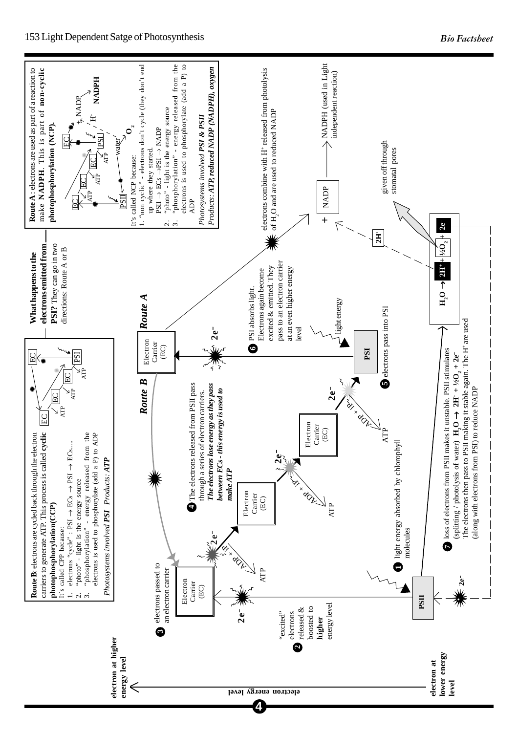**Route B**: electrons are cycled back through the electron carriers to generate ATP. This process is called **cyclic photophosphorylation(CCP)**

It's called CPP because:

1. electrons "cycle" : PSI → ECs → PSI → ECs....
2. "photo" - light is the energy source
3. "phosphorylation" - energy released from the electrons is used to phosphorylate (add a P) to ADP

*Photosystems involved **PSI** Products: **ATP***

**What happens to the electrons emitted from PSI?** They can go in two directions: Route A or B

**Route A**: electrons are used as part of a reaction to make **NADPH**. This is part of **non-cyclic photophosphorylation (NCP)**.

It's called NCP because:

1. "non cyclic" - electrons don't cycle (they don't end up where they started. PSII → ECs →PSI → NADP
2. "photo" - light is the energy source
3. "phosphorylation" - energy released from the electrons is used to phosphorylate (add a P) to ADP

*Photosystems involved **PSI & PSII***

*Products: **ATP, reduced NADP (NADPH), oxygen***

electron at higher energy level

electron energy level

electron at lower energy level

**1** light energy absorbed by chlorophyll molecules

**2** "excited" electrons released & boosted to **higher** energy level

**3** electrons passed to an electron carrier

**4** The electrons released from PSII pass through a series of electron carriers. ***The electrons lose energy as they pass between ECs - this energy is used to make ATP***

**5** electrons pass into PSI

**6** PSI absorbs light. Electrons again become excited & emitted. They pass to an electron carrier at an even higher energy level

**7** loss of electrons from PSII makes it unstable. PSII stimulates (splitting / photolysis of water) $H_2O \rightarrow 2H^+ + \frac{1}{2}O_2 + 2e^-$
The electrons then pass to PSII making it stable again. The $H^+$ are used (along with electrons from PSI) to reduce NADP

electrons combine with $H^+$ released from photolysis of $H_2O$ and are used to reduced NADP

NADP → NADPH (used in Light independent reaction)

$H_2O \rightarrow 2H^+ + \frac{1}{2}O_2 + 2e^-$

$\frac{1}{2}O_2$ given off through stomatal pores

Route A

Route B

Electron Carrier (EC)

PSI

PSII

$2e^-$

ADP + iP → ATP

light energy